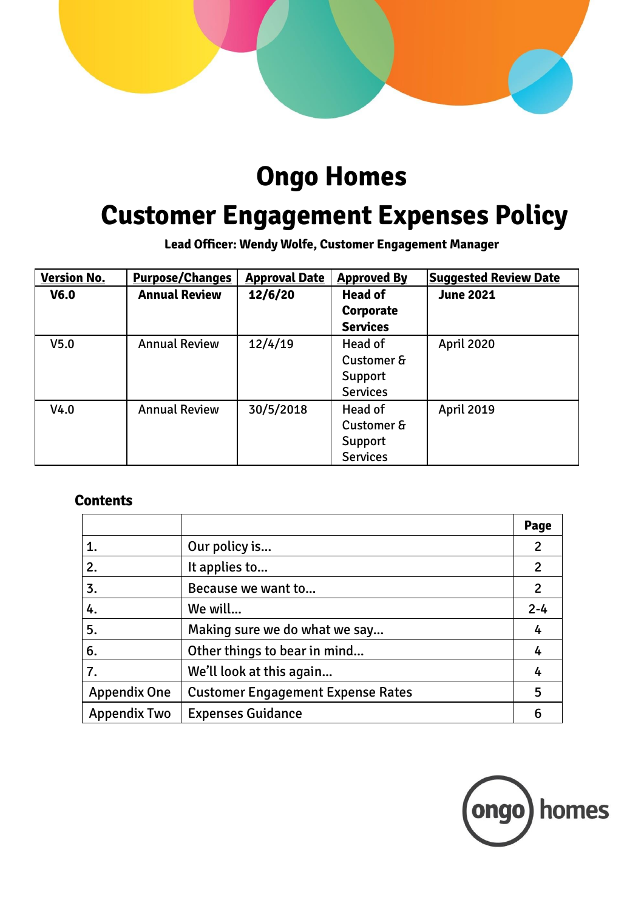# Ongo Homes

# Customer Engagement Expenses Policy

**Lead Officer: Wendy Wolfe, Customer Engagement Manager**

| Version No. | Purpose/Changes | Approval Date | Approved By | Suggested Review Date |
|---|---|---|---|---|
| **V6.0** | **Annual Review** | **12/6/20** | **Head of Corporate Services** | **June 2021** |
| V5.0 | Annual Review | 12/4/19 | Head of Customer & Support Services | April 2020 |
| V4.0 | Annual Review | 30/5/2018 | Head of Customer & Support Services | April 2019 |

## Contents

| | | Page |
|---|---|---|
| 1. | Our policy is… | 2 |
| 2. | It applies to… | 2 |
| 3. | Because we want to… | 2 |
| 4. | We will… | 2-4 |
| 5. | Making sure we do what we say… | 4 |
| 6. | Other things to bear in mind… | 4 |
| 7. | We'll look at this again… | 4 |
| Appendix One | Customer Engagement Expense Rates | 5 |
| Appendix Two | Expenses Guidance | 6 |

ongo homes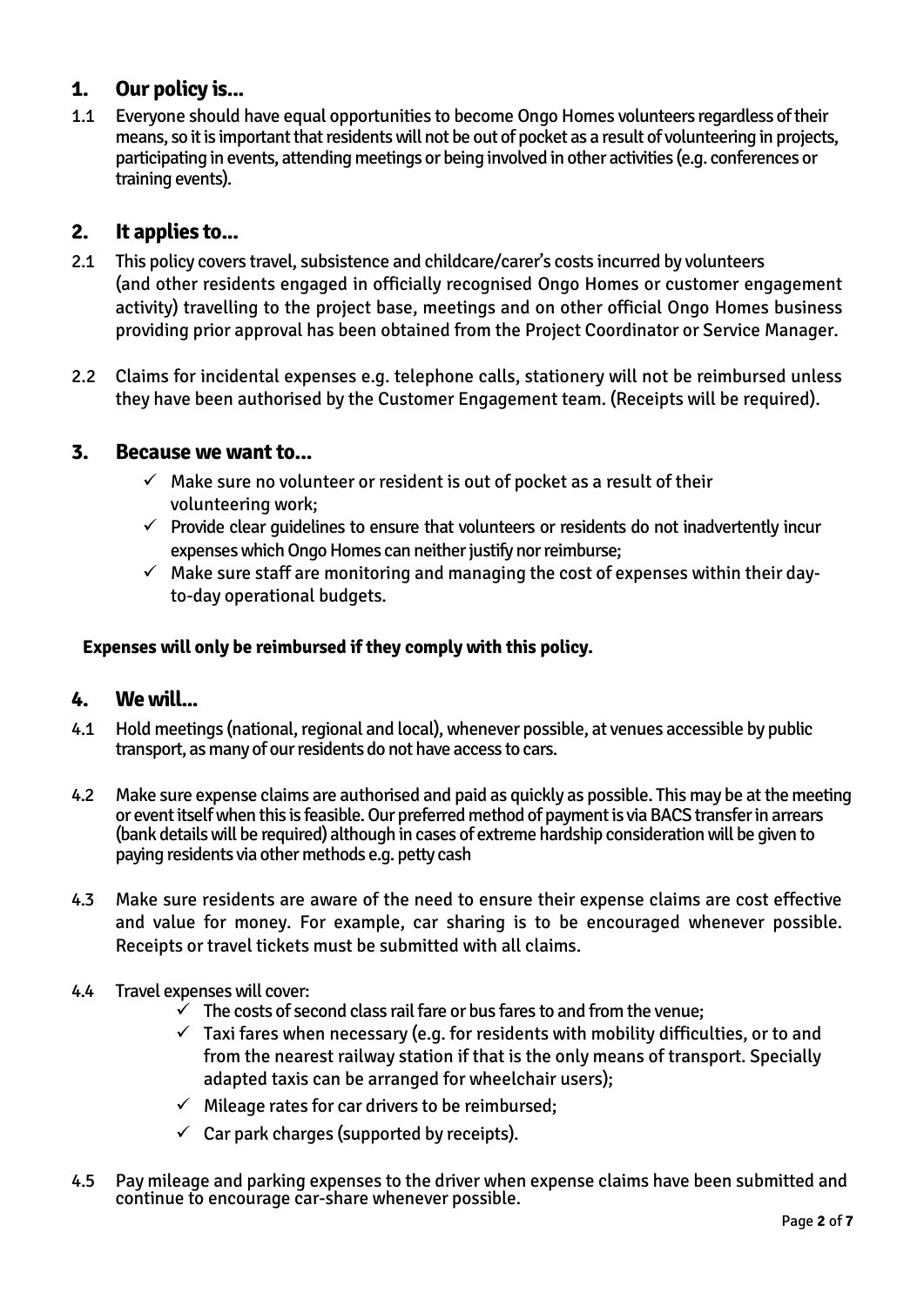## 1. Our policy is…

1.1 Everyone should have equal opportunities to become Ongo Homes volunteers regardless of their means, so it is important that residents will not be out of pocket as a result of volunteering in projects, participating in events, attending meetings or being involved in other activities (e.g. conferences or training events).

## 2. It applies to…

2.1 This policy covers travel, subsistence and childcare/carer's costs incurred by volunteers (and other residents engaged in officially recognised Ongo Homes or customer engagement activity) travelling to the project base, meetings and on other official Ongo Homes business providing prior approval has been obtained from the Project Coordinator or Service Manager.

2.2 Claims for incidental expenses e.g. telephone calls, stationery will not be reimbursed unless they have been authorised by the Customer Engagement team. (Receipts will be required).

## 3. Because we want to…

- ✓ Make sure no volunteer or resident is out of pocket as a result of their volunteering work;
- ✓ Provide clear guidelines to ensure that volunteers or residents do not inadvertently incur expenses which Ongo Homes can neither justify nor reimburse;
- ✓ Make sure staff are monitoring and managing the cost of expenses within their day-to-day operational budgets.

**Expenses will only be reimbursed if they comply with this policy.**

## 4. We will…

4.1 Hold meetings (national, regional and local), whenever possible, at venues accessible by public transport, as many of our residents do not have access to cars.

4.2 Make sure expense claims are authorised and paid as quickly as possible. This may be at the meeting or event itself when this is feasible. Our preferred method of payment is via BACS transfer in arrears (bank details will be required) although in cases of extreme hardship consideration will be given to paying residents via other methods e.g. petty cash

4.3 Make sure residents are aware of the need to ensure their expense claims are cost effective and value for money. For example, car sharing is to be encouraged whenever possible. Receipts or travel tickets must be submitted with all claims.

4.4 Travel expenses will cover:

- ✓ The costs of second class rail fare or bus fares to and from the venue;
- ✓ Taxi fares when necessary (e.g. for residents with mobility difficulties, or to and from the nearest railway station if that is the only means of transport. Specially adapted taxis can be arranged for wheelchair users);
- ✓ Mileage rates for car drivers to be reimbursed;
- ✓ Car park charges (supported by receipts).

4.5 Pay mileage and parking expenses to the driver when expense claims have been submitted and continue to encourage car-share whenever possible.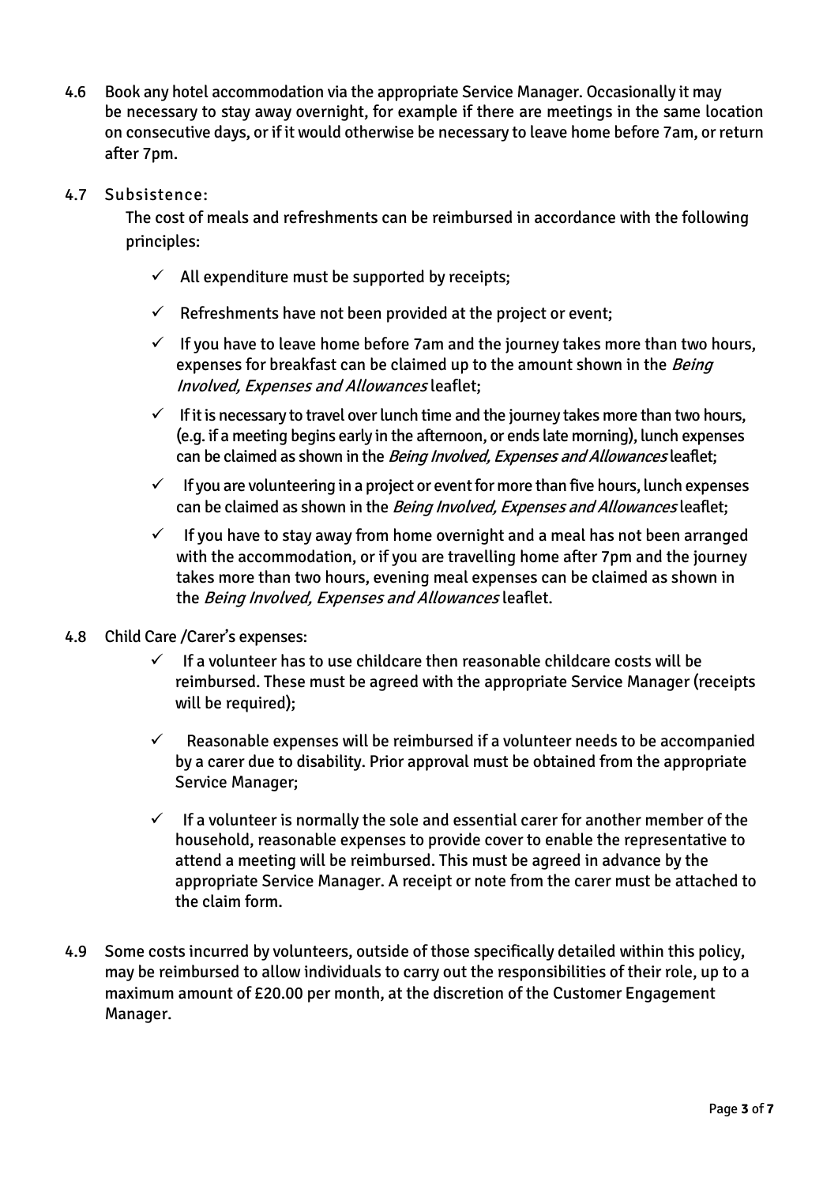4.6 Book any hotel accommodation via the appropriate Service Manager. Occasionally it may be necessary to stay away overnight, for example if there are meetings in the same location on consecutive days, or if it would otherwise be necessary to leave home before 7am, or return after 7pm.

4.7 Subsistence:

The cost of meals and refreshments can be reimbursed in accordance with the following principles:

- ✓ All expenditure must be supported by receipts;
- ✓ Refreshments have not been provided at the project or event;
- ✓ If you have to leave home before 7am and the journey takes more than two hours, expenses for breakfast can be claimed up to the amount shown in the *Being Involved, Expenses and Allowances* leaflet;
- ✓ If it is necessary to travel over lunch time and the journey takes more than two hours, (e.g. if a meeting begins early in the afternoon, or ends late morning), lunch expenses can be claimed as shown in the *Being Involved, Expenses and Allowances* leaflet;
- ✓ If you are volunteering in a project or event for more than five hours, lunch expenses can be claimed as shown in the *Being Involved, Expenses and Allowances* leaflet;
- ✓ If you have to stay away from home overnight and a meal has not been arranged with the accommodation, or if you are travelling home after 7pm and the journey takes more than two hours, evening meal expenses can be claimed as shown in the *Being Involved, Expenses and Allowances* leaflet.

4.8 Child Care /Carer's expenses:

- ✓ If a volunteer has to use childcare then reasonable childcare costs will be reimbursed. These must be agreed with the appropriate Service Manager (receipts will be required);
- ✓ Reasonable expenses will be reimbursed if a volunteer needs to be accompanied by a carer due to disability. Prior approval must be obtained from the appropriate Service Manager;
- ✓ If a volunteer is normally the sole and essential carer for another member of the household, reasonable expenses to provide cover to enable the representative to attend a meeting will be reimbursed. This must be agreed in advance by the appropriate Service Manager. A receipt or note from the carer must be attached to the claim form.

4.9 Some costs incurred by volunteers, outside of those specifically detailed within this policy, may be reimbursed to allow individuals to carry out the responsibilities of their role, up to a maximum amount of £20.00 per month, at the discretion of the Customer Engagement Manager.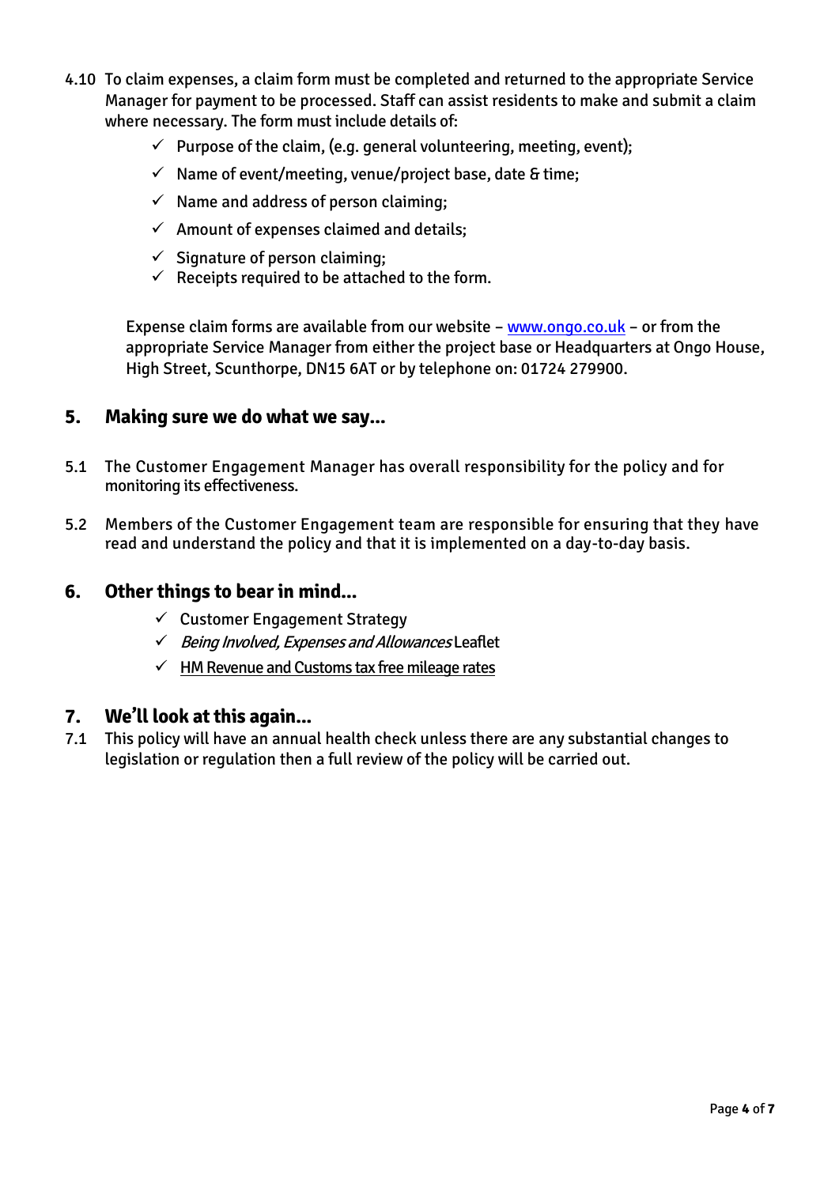4.10 To claim expenses, a claim form must be completed and returned to the appropriate Service Manager for payment to be processed. Staff can assist residents to make and submit a claim where necessary. The form must include details of:

- ✓ Purpose of the claim, (e.g. general volunteering, meeting, event);
- ✓ Name of event/meeting, venue/project base, date & time;
- ✓ Name and address of person claiming;
- ✓ Amount of expenses claimed and details;
- ✓ Signature of person claiming;
- ✓ Receipts required to be attached to the form.

Expense claim forms are available from our website – [www.ongo.co.uk](http://www.ongo.co.uk) – or from the appropriate Service Manager from either the project base or Headquarters at Ongo House, High Street, Scunthorpe, DN15 6AT or by telephone on: 01724 279900.

## 5. Making sure we do what we say…

5.1 The Customer Engagement Manager has overall responsibility for the policy and for monitoring its effectiveness.

5.2 Members of the Customer Engagement team are responsible for ensuring that they have read and understand the policy and that it is implemented on a day-to-day basis.

## 6. Other things to bear in mind…

- ✓ Customer Engagement Strategy
- ✓ *Being Involved, Expenses and Allowances* Leaflet
- ✓ HM Revenue and Customs tax free mileage rates

## 7. We'll look at this again…

7.1 This policy will have an annual health check unless there are any substantial changes to legislation or regulation then a full review of the policy will be carried out.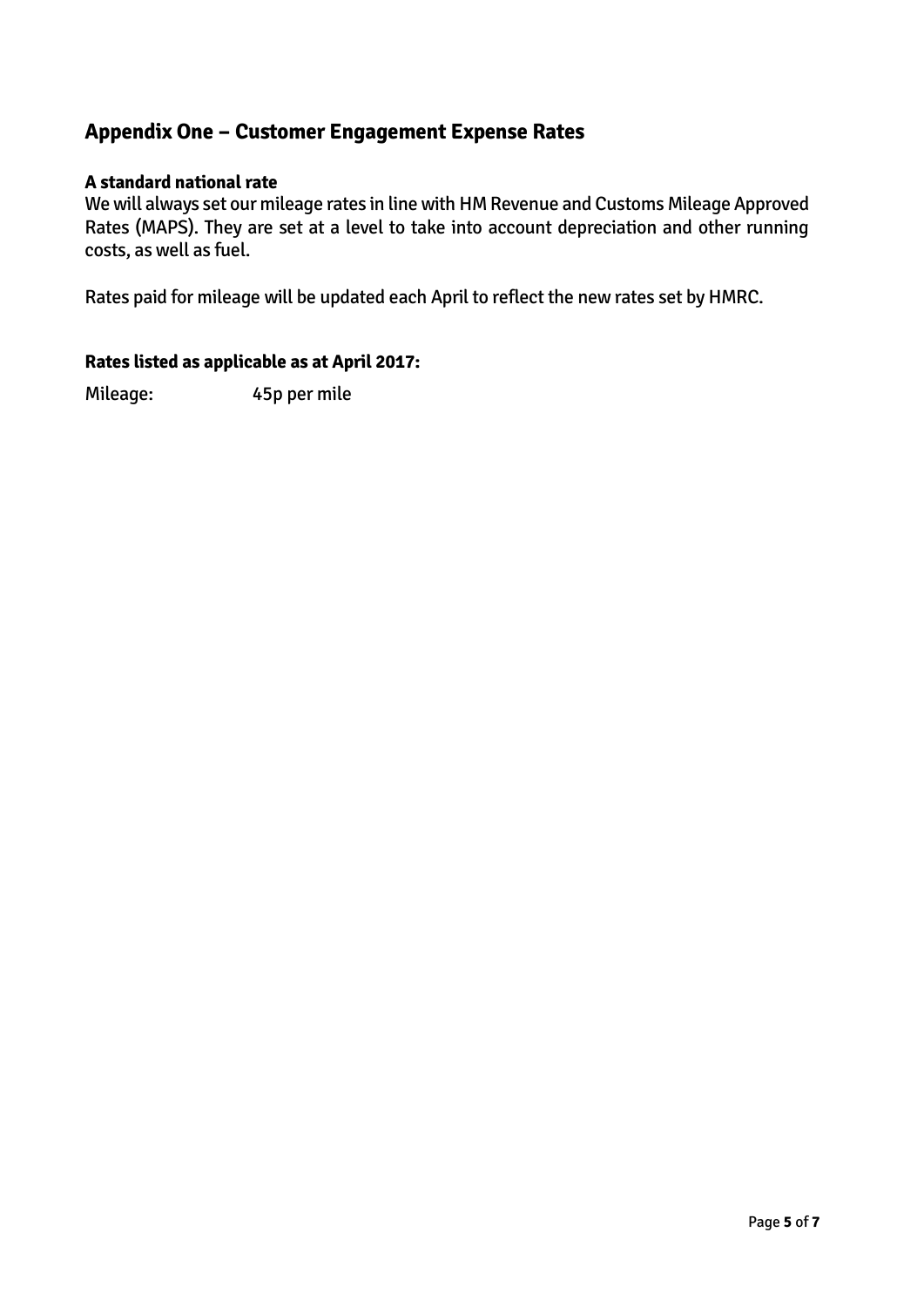## Appendix One – Customer Engagement Expense Rates

**A standard national rate**

We will always set our mileage rates in line with HM Revenue and Customs Mileage Approved Rates (MAPS). They are set at a level to take into account depreciation and other running costs, as well as fuel.

Rates paid for mileage will be updated each April to reflect the new rates set by HMRC.

**Rates listed as applicable as at April 2017:**

Mileage: 45p per mile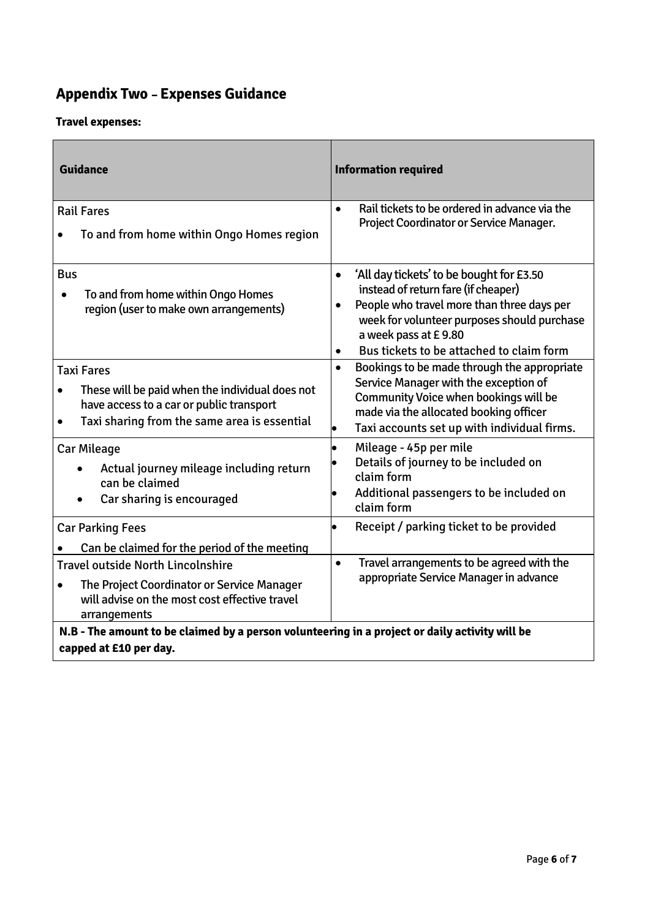## Appendix Two – Expenses Guidance

**Travel expenses:**

| Guidance | Information required |
|---|---|
| Rail Fares<br>• To and from home within Ongo Homes region | • Rail tickets to be ordered in advance via the Project Coordinator or Service Manager. |
| Bus<br>• To and from home within Ongo Homes region (user to make own arrangements) | • 'All day tickets' to be bought for £3.50 instead of return fare (if cheaper)<br>• People who travel more than three days per week for volunteer purposes should purchase a week pass at £ 9.80<br>• Bus tickets to be attached to claim form |
| Taxi Fares<br>• These will be paid when the individual does not have access to a car or public transport<br>• Taxi sharing from the same area is essential | • Bookings to be made through the appropriate Service Manager with the exception of Community Voice when bookings will be made via the allocated booking officer<br>• Taxi accounts set up with individual firms. |
| Car Mileage<br>• Actual journey mileage including return can be claimed<br>• Car sharing is encouraged | • Mileage - 45p per mile<br>• Details of journey to be included on claim form<br>• Additional passengers to be included on claim form |
| Car Parking Fees<br>• Can be claimed for the period of the meeting | • Receipt / parking ticket to be provided |
| Travel outside North Lincolnshire<br>• The Project Coordinator or Service Manager will advise on the most cost effective travel arrangements | • Travel arrangements to be agreed with the appropriate Service Manager in advance |
| **N.B - The amount to be claimed by a person volunteering in a project or daily activity will be capped at £10 per day.** | |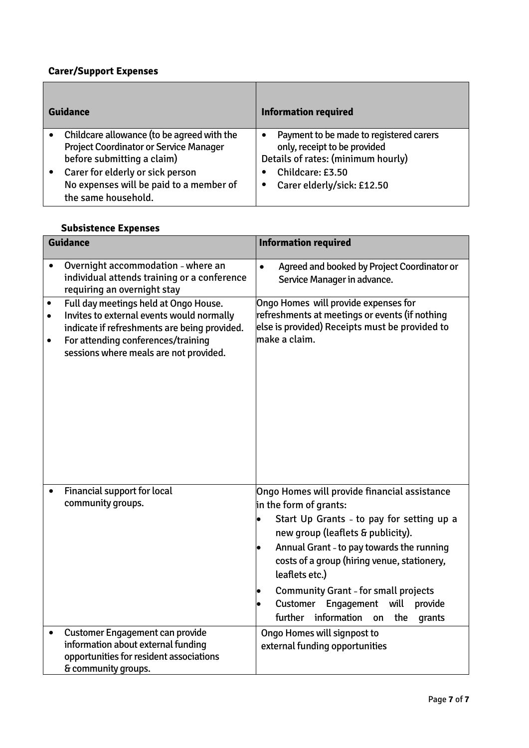**Carer/Support Expenses**

| Guidance | Information required |
|---|---|
| • Childcare allowance (to be agreed with the Project Coordinator or Service Manager before submitting a claim)<br>• Carer for elderly or sick person<br>No expenses will be paid to a member of the same household. | • Payment to be made to registered carers only, receipt to be provided<br>Details of rates: (minimum hourly)<br>• Childcare: £3.50<br>• Carer elderly/sick: £12.50 |

**Subsistence Expenses**

| Guidance | Information required |
|---|---|
| • Overnight accommodation - where an individual attends training or a conference requiring an overnight stay | • Agreed and booked by Project Coordinator or Service Manager in advance. |
| • Full day meetings held at Ongo House.<br>• Invites to external events would normally indicate if refreshments are being provided.<br>• For attending conferences/training sessions where meals are not provided. | Ongo Homes will provide expenses for refreshments at meetings or events (if nothing else is provided) Receipts must be provided to make a claim. |
| • Financial support for local community groups. | Ongo Homes will provide financial assistance in the form of grants:<br>• Start Up Grants - to pay for setting up a new group (leaflets & publicity).<br>• Annual Grant - to pay towards the running costs of a group (hiring venue, stationery, leaflets etc.)<br>• Community Grant - for small projects<br>• Customer Engagement will provide further information on the grants |
| • Customer Engagement can provide information about external funding opportunities for resident associations & community groups. | Ongo Homes will signpost to external funding opportunities |